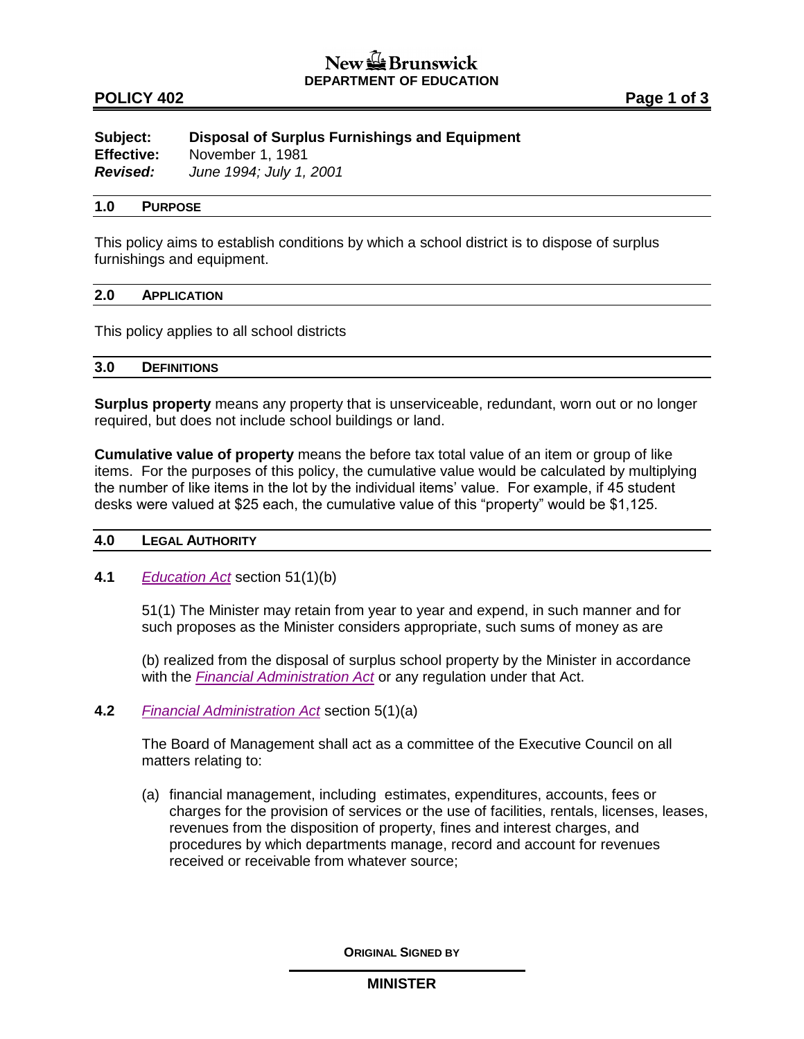New Brunswick
**DEPARTMENT OF EDUCATION**

**POLICY 402**

**Subject:** **Disposal of Surplus Furnishings and Equipment**
**Effective:** November 1, 1981
***Revised:*** *June 1994; July 1, 2001*

## 1.0 PURPOSE

This policy aims to establish conditions by which a school district is to dispose of surplus furnishings and equipment.

## 2.0 APPLICATION

This policy applies to all school districts

## 3.0 DEFINITIONS

**Surplus property** means any property that is unserviceable, redundant, worn out or no longer required, but does not include school buildings or land.

**Cumulative value of property** means the before tax total value of an item or group of like items. For the purposes of this policy, the cumulative value would be calculated by multiplying the number of like items in the lot by the individual items' value. For example, if 45 student desks were valued at $25 each, the cumulative value of this "property" would be $1,125.

## 4.0 LEGAL AUTHORITY

**4.1** *Education Act* section 51(1)(b)

51(1) The Minister may retain from year to year and expend, in such manner and for such proposes as the Minister considers appropriate, such sums of money as are

(b) realized from the disposal of surplus school property by the Minister in accordance with the *Financial Administration Act* or any regulation under that Act.

**4.2** *Financial Administration Act* section 5(1)(a)

The Board of Management shall act as a committee of the Executive Council on all matters relating to:

(a) financial management, including estimates, expenditures, accounts, fees or charges for the provision of services or the use of facilities, rentals, licenses, leases, revenues from the disposition of property, fines and interest charges, and procedures by which departments manage, record and account for revenues received or receivable from whatever source;

**ORIGINAL SIGNED BY**

**MINISTER**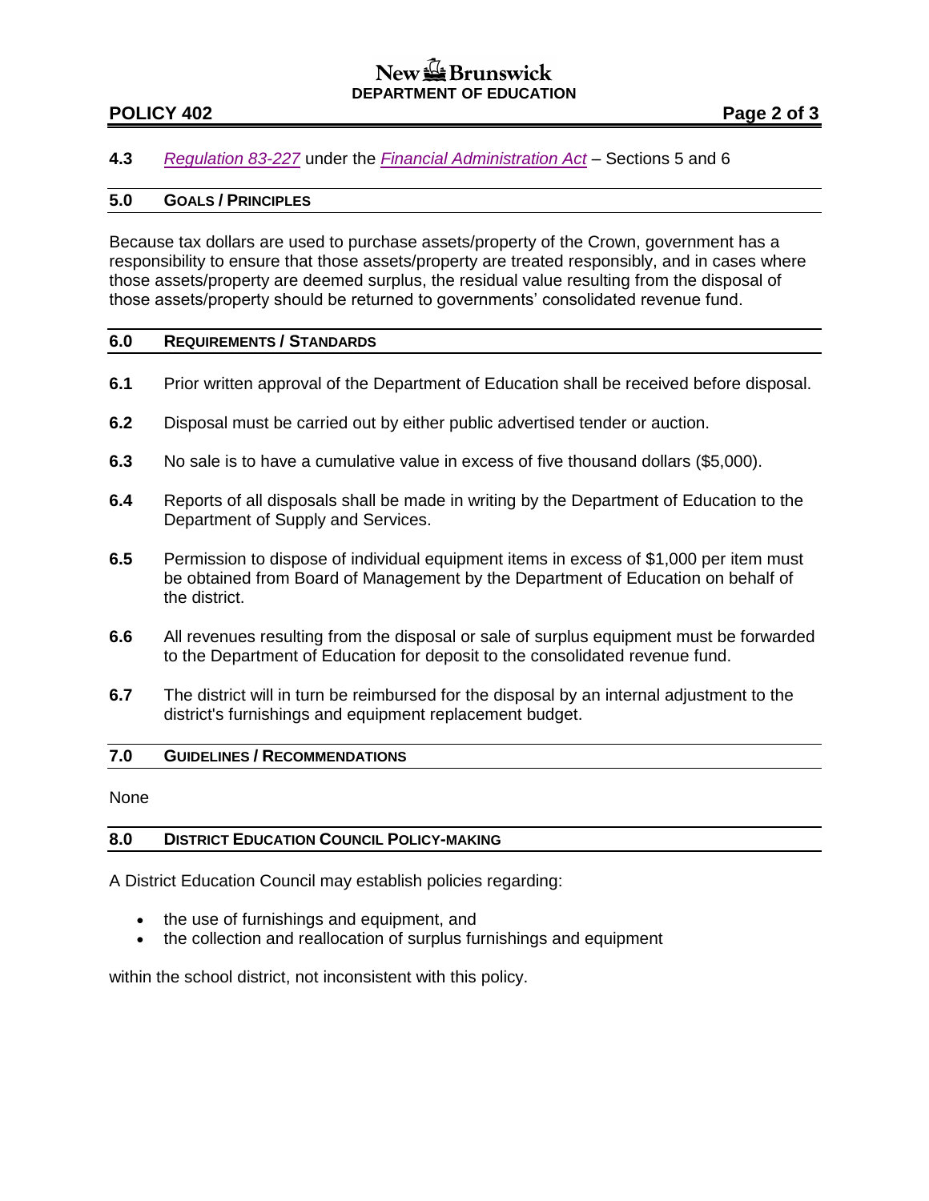**4.3** *Regulation 83-227* under the *Financial Administration Act* – Sections 5 and 6

## 5.0 GOALS / PRINCIPLES

Because tax dollars are used to purchase assets/property of the Crown, government has a responsibility to ensure that those assets/property are treated responsibly, and in cases where those assets/property are deemed surplus, the residual value resulting from the disposal of those assets/property should be returned to governments' consolidated revenue fund.

## 6.0 REQUIREMENTS / STANDARDS

**6.1** Prior written approval of the Department of Education shall be received before disposal.

**6.2** Disposal must be carried out by either public advertised tender or auction.

**6.3** No sale is to have a cumulative value in excess of five thousand dollars ($5,000).

**6.4** Reports of all disposals shall be made in writing by the Department of Education to the Department of Supply and Services.

**6.5** Permission to dispose of individual equipment items in excess of $1,000 per item must be obtained from Board of Management by the Department of Education on behalf of the district.

**6.6** All revenues resulting from the disposal or sale of surplus equipment must be forwarded to the Department of Education for deposit to the consolidated revenue fund.

**6.7** The district will in turn be reimbursed for the disposal by an internal adjustment to the district's furnishings and equipment replacement budget.

## 7.0 GUIDELINES / RECOMMENDATIONS

None

## 8.0 DISTRICT EDUCATION COUNCIL POLICY-MAKING

A District Education Council may establish policies regarding:

- the use of furnishings and equipment, and
- the collection and reallocation of surplus furnishings and equipment

within the school district, not inconsistent with this policy.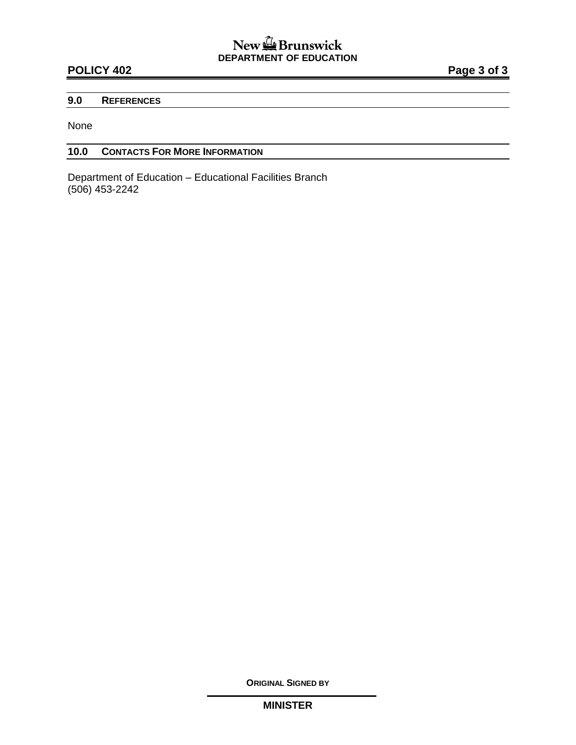## 9.0 REFERENCES

None

## 10.0 CONTACTS FOR MORE INFORMATION

Department of Education – Educational Facilities Branch
(506) 453-2242

**ORIGINAL SIGNED BY**

**MINISTER**